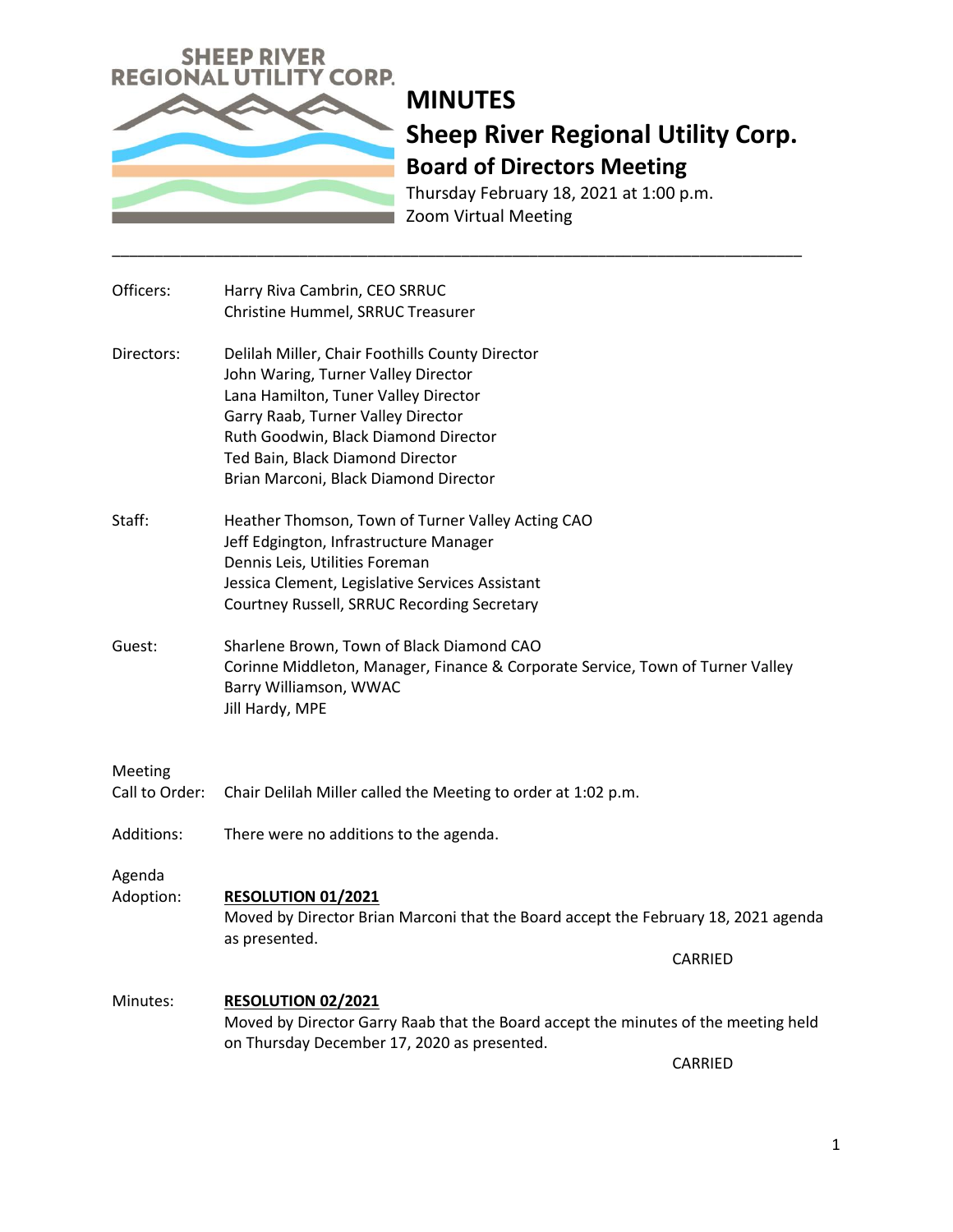SHEEP RIVER REGIONAL UTILITY CORP.

# MINUTES

## Sheep River Regional Utility Corp.

### Board of Directors Meeting

Thursday February 18, 2021 at 1:00 p.m.
Zoom Virtual Meeting

---

**Officers:**
Harry Riva Cambrin, CEO SRRUC
Christine Hummel, SRRUC Treasurer

**Directors:**
Delilah Miller, Chair Foothills County Director
John Waring, Turner Valley Director
Lana Hamilton, Tuner Valley Director
Garry Raab, Turner Valley Director
Ruth Goodwin, Black Diamond Director
Ted Bain, Black Diamond Director
Brian Marconi, Black Diamond Director

**Staff:**
Heather Thomson, Town of Turner Valley Acting CAO
Jeff Edgington, Infrastructure Manager
Dennis Leis, Utilities Foreman
Jessica Clement, Legislative Services Assistant
Courtney Russell, SRRUC Recording Secretary

**Guest:**
Sharlene Brown, Town of Black Diamond CAO
Corinne Middleton, Manager, Finance & Corporate Service, Town of Turner Valley
Barry Williamson, WWAC
Jill Hardy, MPE

**Meeting Call to Order:** Chair Delilah Miller called the Meeting to order at 1:02 p.m.

**Additions:** There were no additions to the agenda.

**Agenda Adoption:**

**RESOLUTION 01/2021**
Moved by Director Brian Marconi that the Board accept the February 18, 2021 agenda as presented.

CARRIED

**Minutes:**

**RESOLUTION 02/2021**
Moved by Director Garry Raab that the Board accept the minutes of the meeting held on Thursday December 17, 2020 as presented.

CARRIED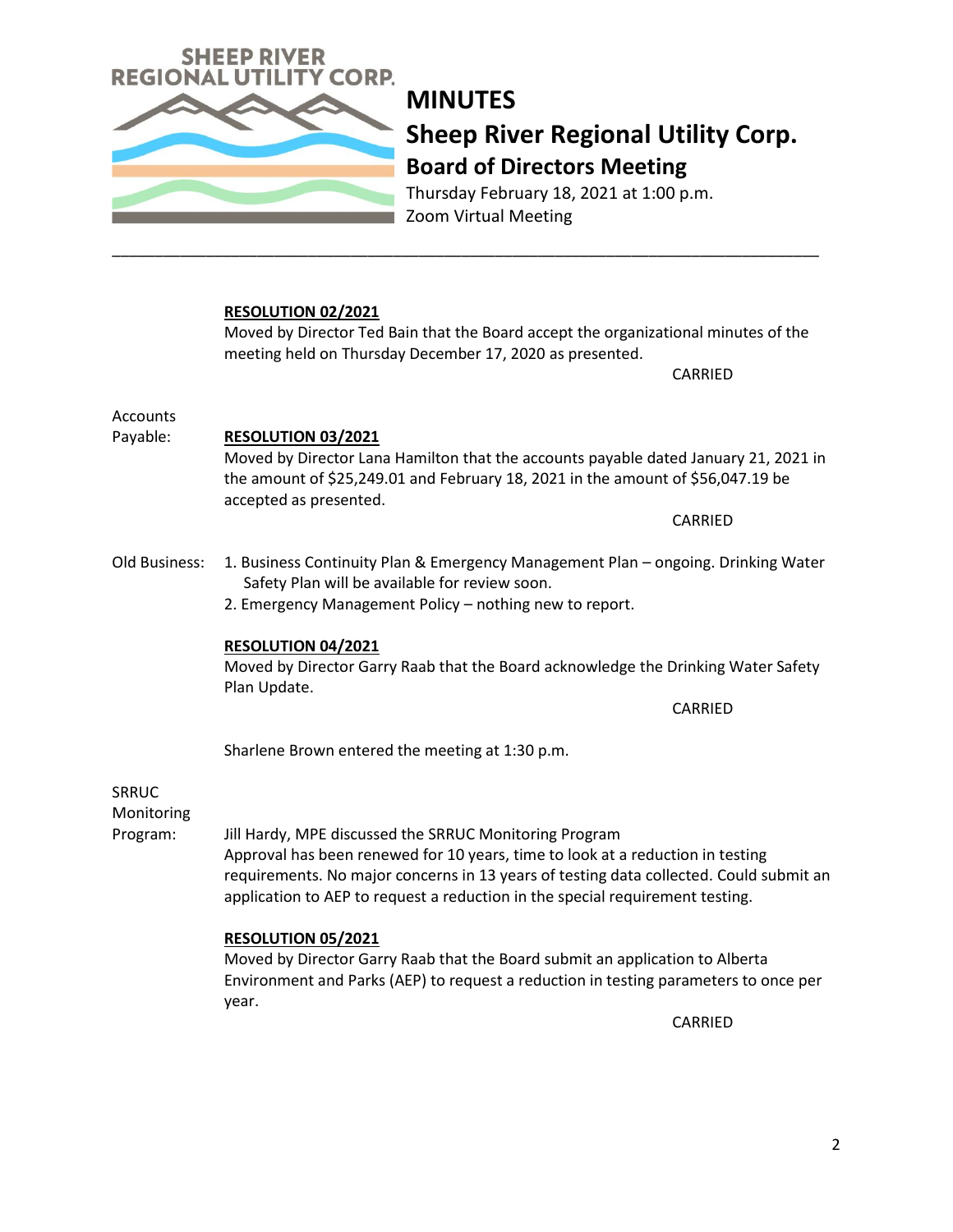# MINUTES

## Sheep River Regional Utility Corp.

### Board of Directors Meeting

Thursday February 18, 2021 at 1:00 p.m.
Zoom Virtual Meeting

---

**RESOLUTION 02/2021**
Moved by Director Ted Bain that the Board accept the organizational minutes of the meeting held on Thursday December 17, 2020 as presented.

CARRIED

Accounts Payable:

**RESOLUTION 03/2021**
Moved by Director Lana Hamilton that the accounts payable dated January 21, 2021 in the amount of $25,249.01 and February 18, 2021 in the amount of $56,047.19 be accepted as presented.

CARRIED

Old Business:

1. Business Continuity Plan & Emergency Management Plan – ongoing. Drinking Water Safety Plan will be available for review soon.
2. Emergency Management Policy – nothing new to report.

**RESOLUTION 04/2021**
Moved by Director Garry Raab that the Board acknowledge the Drinking Water Safety Plan Update.

CARRIED

Sharlene Brown entered the meeting at 1:30 p.m.

SRRUC Monitoring Program:

Jill Hardy, MPE discussed the SRRUC Monitoring Program
Approval has been renewed for 10 years, time to look at a reduction in testing requirements. No major concerns in 13 years of testing data collected. Could submit an application to AEP to request a reduction in the special requirement testing.

**RESOLUTION 05/2021**
Moved by Director Garry Raab that the Board submit an application to Alberta Environment and Parks (AEP) to request a reduction in testing parameters to once per year.

CARRIED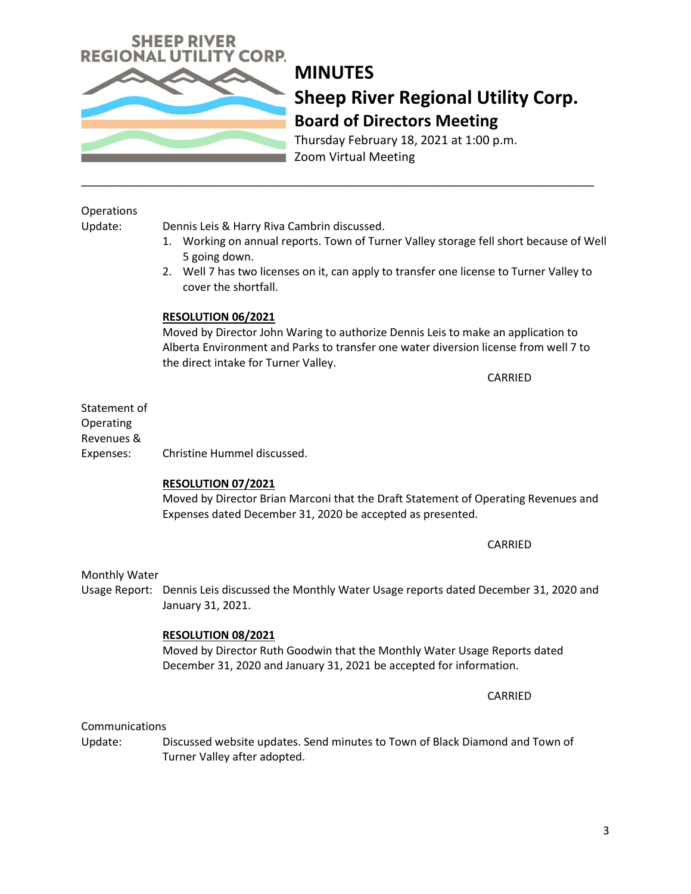# MINUTES

## Sheep River Regional Utility Corp.

### Board of Directors Meeting

Thursday February 18, 2021 at 1:00 p.m.
Zoom Virtual Meeting

---

**Operations Update:**

Dennis Leis & Harry Riva Cambrin discussed.

1. Working on annual reports. Town of Turner Valley storage fell short because of Well 5 going down.
2. Well 7 has two licenses on it, can apply to transfer one license to Turner Valley to cover the shortfall.

**RESOLUTION 06/2021**

Moved by Director John Waring to authorize Dennis Leis to make an application to Alberta Environment and Parks to transfer one water diversion license from well 7 to the direct intake for Turner Valley.

CARRIED

**Statement of Operating Revenues & Expenses:**

Christine Hummel discussed.

**RESOLUTION 07/2021**

Moved by Director Brian Marconi that the Draft Statement of Operating Revenues and Expenses dated December 31, 2020 be accepted as presented.

CARRIED

**Monthly Water Usage Report:**

Dennis Leis discussed the Monthly Water Usage reports dated December 31, 2020 and January 31, 2021.

**RESOLUTION 08/2021**

Moved by Director Ruth Goodwin that the Monthly Water Usage Reports dated December 31, 2020 and January 31, 2021 be accepted for information.

CARRIED

**Communications Update:**

Discussed website updates. Send minutes to Town of Black Diamond and Town of Turner Valley after adopted.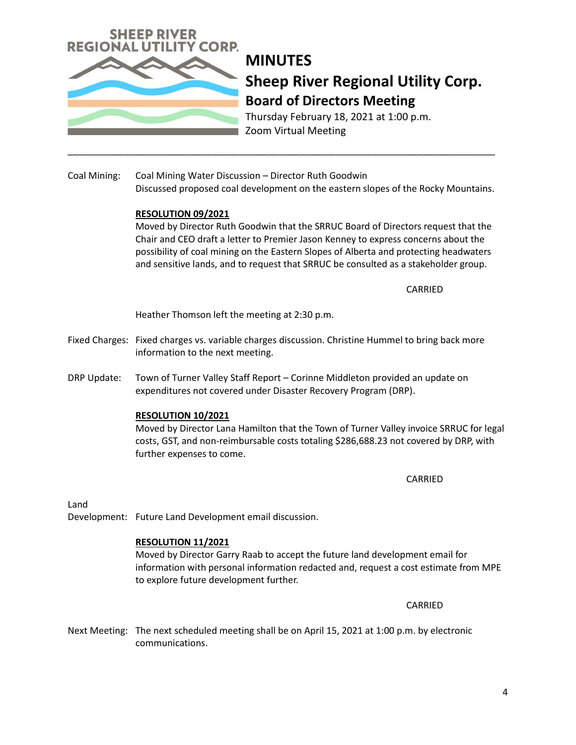# MINUTES

## Sheep River Regional Utility Corp.

### Board of Directors Meeting

Thursday February 18, 2021 at 1:00 p.m.
Zoom Virtual Meeting

---

Coal Mining: Coal Mining Water Discussion – Director Ruth Goodwin
Discussed proposed coal development on the eastern slopes of the Rocky Mountains.

**RESOLUTION 09/2021**
Moved by Director Ruth Goodwin that the SRRUC Board of Directors request that the Chair and CEO draft a letter to Premier Jason Kenney to express concerns about the possibility of coal mining on the Eastern Slopes of Alberta and protecting headwaters and sensitive lands, and to request that SRRUC be consulted as a stakeholder group.

CARRIED

Heather Thomson left the meeting at 2:30 p.m.

Fixed Charges: Fixed charges vs. variable charges discussion. Christine Hummel to bring back more information to the next meeting.

DRP Update: Town of Turner Valley Staff Report – Corinne Middleton provided an update on expenditures not covered under Disaster Recovery Program (DRP).

**RESOLUTION 10/2021**
Moved by Director Lana Hamilton that the Town of Turner Valley invoice SRRUC for legal costs, GST, and non-reimbursable costs totaling $286,688.23 not covered by DRP, with further expenses to come.

CARRIED

Land Development: Future Land Development email discussion.

**RESOLUTION 11/2021**
Moved by Director Garry Raab to accept the future land development email for information with personal information redacted and, request a cost estimate from MPE to explore future development further.

CARRIED

Next Meeting: The next scheduled meeting shall be on April 15, 2021 at 1:00 p.m. by electronic communications.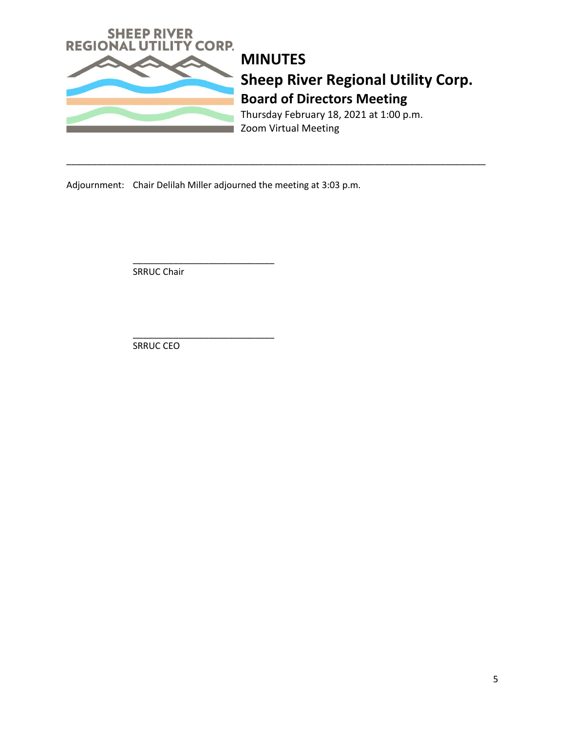# MINUTES

## Sheep River Regional Utility Corp.

### Board of Directors Meeting

Thursday February 18, 2021 at 1:00 p.m.
Zoom Virtual Meeting

---

Adjournment: Chair Delilah Miller adjourned the meeting at 3:03 p.m.

\_\_\_\_\_\_\_\_\_\_\_\_\_\_\_\_\_\_\_\_\_\_\_\_\_\_\_\_\_

SRRUC Chair

\_\_\_\_\_\_\_\_\_\_\_\_\_\_\_\_\_\_\_\_\_\_\_\_\_\_\_\_\_

SRRUC CEO